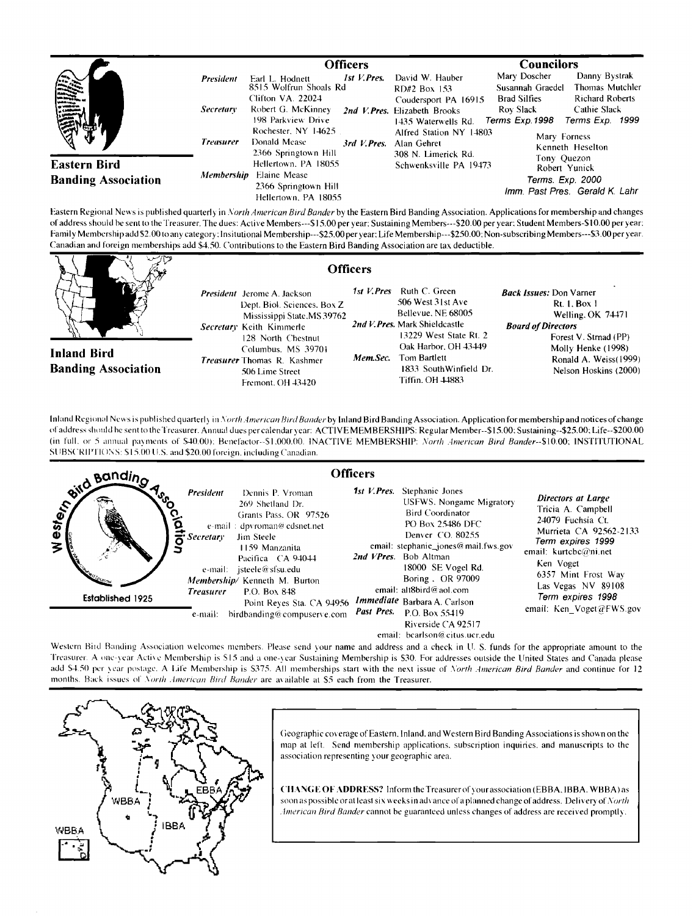## Eastern Bird Banding Association

### Officers

*President* Earl L. Hodnett
8515 Wolfrun Shoals Rd
Clifton VA 22024

*Secretary* Robert G. McKinney
198 Parkview Drive
Rochester, NY 14625

*Treasurer* Donald Mease
2366 Springtown Hill
Hellertown, PA 18055

*Membership* Elaine Mease
2366 Springtown Hill
Hellertown, PA 18055

*1st V.Pres.* David W. Hauber
RD#2 Box 153
Coudersport PA 16915

*2nd V.Pres.* Elizabeth Brooks
1435 Waterwells Rd.
Alfred Station NY 14803

*3rd V.Pres.* Alan Gehret
308 N. Limerick Rd.
Schwenksville PA 19473

### Councilors

Mary Doscher, Susannah Graedel, Brad Silfies, Roy Slack — *Terms Exp. 1998*

Danny Bystrak, Thomas Mutchler, Richard Roberts, Cathie Slack — *Terms Exp. 1999*

Mary Forness, Kenneth Heselton, Tony Quezon, Robert Yunick — *Terms. Exp. 2000*

*Imm. Past Pres.* Gerald K. Lahr

Eastern Regional News is published quarterly in *North American Bird Bander* by the Eastern Bird Banding Association. Applications for membership and changes of address should be sent to the Treasurer. The dues: Active Members---$15.00 per year; Sustaining Members---$20.00 per year; Student Members-$10.00 per year; Family Membership add $2.00 to any category; Insitutional Membership---$25.00 per year; Life Membership---$250.00; Non-subscribing Members---$3.00 per year. Canadian and foreign memberships add $4.50. Contributions to the Eastern Bird Banding Association are tax deductible.

## Inland Bird Banding Association

### Officers

*President* Jerome A. Jackson
Dept. Biol. Sciences, Box Z
Mississippi State, MS 39762

*Secretary* Keith Kimmerle
128 North Chestnut
Columbus, MS 39701

*Treasurer* Thomas R. Kashmer
506 Lime Street
Fremont, OH 43420

*1st V.Pres* Ruth C. Green
506 West 31st Ave
Bellevue, NE 68005

*2nd V.Pres.* Mark Shieldcastle
13229 West State Rt. 2
Oak Harbor, OH 43449

*Mem.Sec.* Tom Bartlett
1833 SouthWinfield Dr.
Tiffin, OH 44883

***Back Issues:*** Don Varner
Rt. 1, Box 1
Welling, OK 74471

***Board of Directors***
Forest V. Strnad (PP)
Molly Henke (1998)
Ronald A. Weiss (1999)
Nelson Hoskins (2000)

Inland Regional News is published quarterly in *North American Bird Bander* by Inland Bird Banding Association. Application for membership and notices of change of address should be sent to the Treasurer. Annual dues per calendar year: ACTIVE MEMBERSHIPS: Regular Member--$15.00; Sustaining--$25.00; Life--$200.00 (in full, or 5 annual payments of $40.00); Benefactor--$1,000.00. INACTIVE MEMBERSHIP: *North American Bird Bander*--$10.00; INSTITUTIONAL SUBSCRIPTIONS: $15.00 U.S. and $20.00 foreign, including Canadian.

## Western Bird Banding Association

Established 1925

### Officers

*President* Dennis P. Vroman
269 Shetland Dr.
Grants Pass, OR 97526
e-mail: dpvroman@cdsnet.net

*Secretary* Jim Steele
1159 Manzanita
Pacifica CA 94044
e-mail: jsteele@sfsu.edu

*Membership/Treasurer* Kenneth M. Burton
P.O. Box 848
Point Reyes Sta. CA 94956
e-mail: birdbanding@compuserve.com

*1st V.Pres.* Stephanie Jones
USFWS, Nongame Migratory Bird Coordinator
PO Box 25486 DFC
Denver CO 80255
email: stephanie_jones@mail.fws.gov

*2nd VPres.* Bob Altman
18000 SE Vogel Rd.
Boring, OR 97009
email: alt8bird@aol.com

*Immediate Past Pres.* Barbara A. Carlson
P.O. Box 55419
Riverside CA 92517
email: bcarlson@citus.ucr.edu

***Directors at Large***

Tricia A. Campbell
24079 Fuchsia Ct.
Murrieta CA 92562-2133
*Term expires 1999*
email: kurtcbc@ni.net

Ken Voget
6357 Mint Frost Way
Las Vegas NV 89108
*Term expires 1998*
email: Ken_Voget@FWS.gov

Western Bird Banding Association welcomes members. Please send your name and address and a check in U. S. funds for the appropriate amount to the Treasurer. A one-year Active Membership is $15 and a one-year Sustaining Membership is $30. For addresses outside the United States and Canada please add $4.50 per year postage. A Life Membership is $375. All memberships start with the next issue of *North American Bird Bander* and continue for 12 months. Back issues of *North American Bird Bander* are available at $5 each from the Treasurer.

Geographic coverage of Eastern, Inland, and Western Bird Banding Associations is shown on the map at left. Send membership applications, subscription inquiries, and manuscripts to the association representing your geographic area.

**CHANGE OF ADDRESS?** Inform the Treasurer of your association (EBBA, IBBA, WBBA) as soon as possible or at least six weeks in advance of a planned change of address. Delivery of *North American Bird Bander* cannot be guaranteed unless changes of address are received promptly.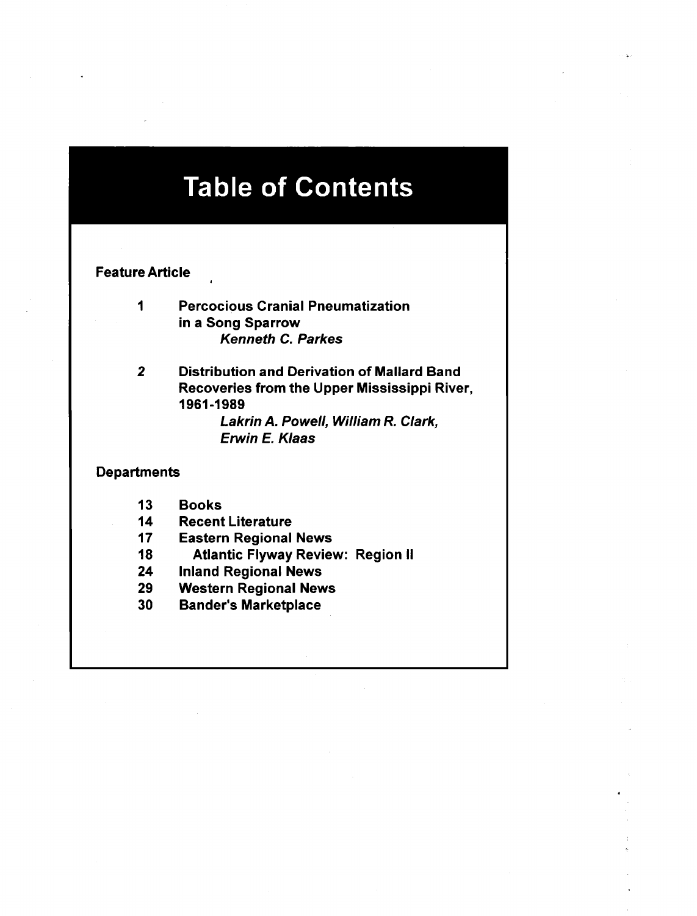# Table of Contents

## Feature Article

1 **Percocious Cranial Pneumatization in a Song Sparrow**
*Kenneth C. Parkes*

2 **Distribution and Derivation of Mallard Band Recoveries from the Upper Mississippi River, 1961-1989**
*Lakrin A. Powell, William R. Clark, Erwin E. Klaas*

## Departments

13 Books
14 Recent Literature
17 Eastern Regional News
18 Atlantic Flyway Review: Region II
24 Inland Regional News
29 Western Regional News
30 Bander's Marketplace